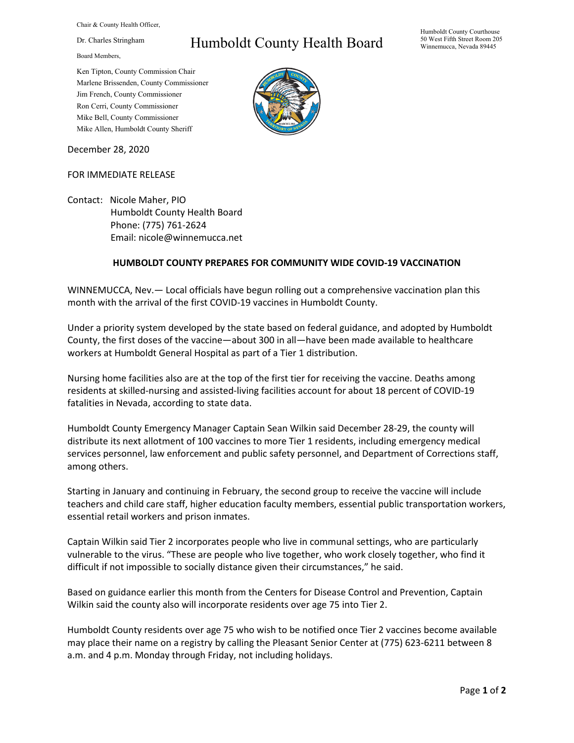Chair & County Health Officer,

Dr. Charles Stringham

Board Members,

Ken Tipton, County Commission Chair
Marlene Brissenden, County Commissioner
Jim French, County Commissioner
Ron Cerri, County Commissioner
Mike Bell, County Commissioner
Mike Allen, Humboldt County Sheriff

# Humboldt County Health Board

Humboldt County Courthouse
50 West Fifth Street Room 205
Winnemucca, Nevada 89445

December 28, 2020

FOR IMMEDIATE RELEASE

Contact: Nicole Maher, PIO
Humboldt County Health Board
Phone: (775) 761-2624
Email: nicole@winnemucca.net

## HUMBOLDT COUNTY PREPARES FOR COMMUNITY WIDE COVID-19 VACCINATION

WINNEMUCCA, Nev.— Local officials have begun rolling out a comprehensive vaccination plan this month with the arrival of the first COVID-19 vaccines in Humboldt County.

Under a priority system developed by the state based on federal guidance, and adopted by Humboldt County, the first doses of the vaccine—about 300 in all—have been made available to healthcare workers at Humboldt General Hospital as part of a Tier 1 distribution.

Nursing home facilities also are at the top of the first tier for receiving the vaccine. Deaths among residents at skilled-nursing and assisted-living facilities account for about 18 percent of COVID-19 fatalities in Nevada, according to state data.

Humboldt County Emergency Manager Captain Sean Wilkin said December 28-29, the county will distribute its next allotment of 100 vaccines to more Tier 1 residents, including emergency medical services personnel, law enforcement and public safety personnel, and Department of Corrections staff, among others.

Starting in January and continuing in February, the second group to receive the vaccine will include teachers and child care staff, higher education faculty members, essential public transportation workers, essential retail workers and prison inmates.

Captain Wilkin said Tier 2 incorporates people who live in communal settings, who are particularly vulnerable to the virus. "These are people who live together, who work closely together, who find it difficult if not impossible to socially distance given their circumstances," he said.

Based on guidance earlier this month from the Centers for Disease Control and Prevention, Captain Wilkin said the county also will incorporate residents over age 75 into Tier 2.

Humboldt County residents over age 75 who wish to be notified once Tier 2 vaccines become available may place their name on a registry by calling the Pleasant Senior Center at (775) 623-6211 between 8 a.m. and 4 p.m. Monday through Friday, not including holidays.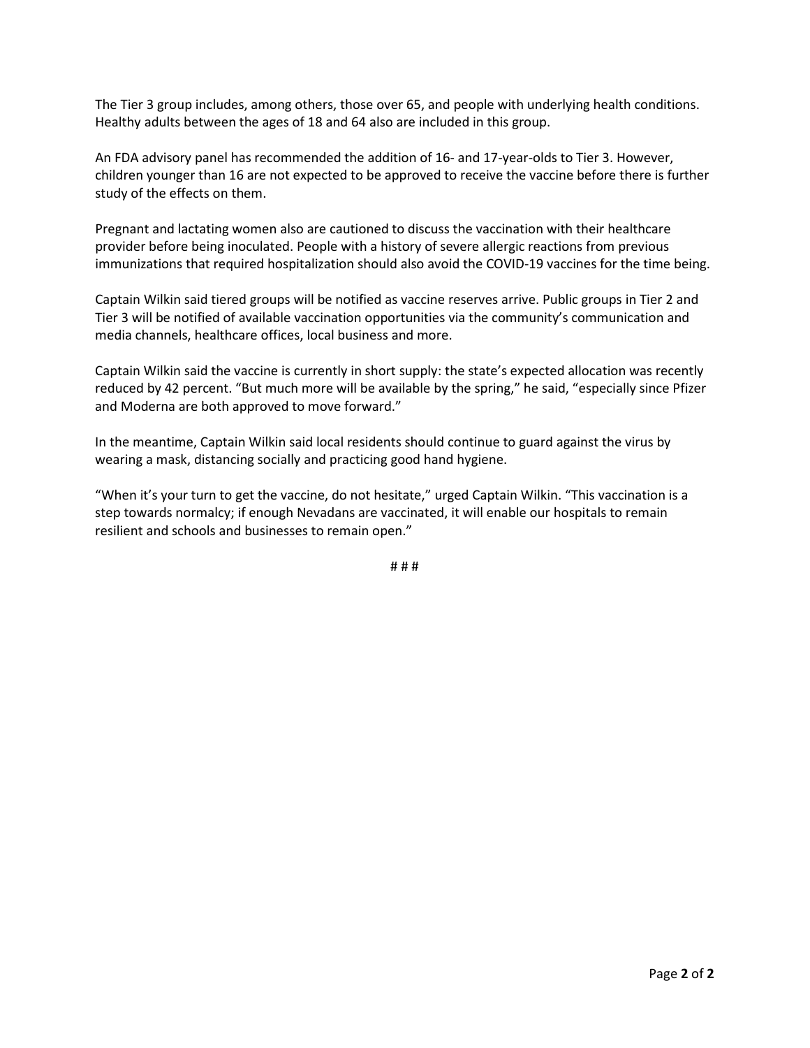The Tier 3 group includes, among others, those over 65, and people with underlying health conditions. Healthy adults between the ages of 18 and 64 also are included in this group.

An FDA advisory panel has recommended the addition of 16- and 17-year-olds to Tier 3. However, children younger than 16 are not expected to be approved to receive the vaccine before there is further study of the effects on them.

Pregnant and lactating women also are cautioned to discuss the vaccination with their healthcare provider before being inoculated. People with a history of severe allergic reactions from previous immunizations that required hospitalization should also avoid the COVID-19 vaccines for the time being.

Captain Wilkin said tiered groups will be notified as vaccine reserves arrive. Public groups in Tier 2 and Tier 3 will be notified of available vaccination opportunities via the community's communication and media channels, healthcare offices, local business and more.

Captain Wilkin said the vaccine is currently in short supply: the state's expected allocation was recently reduced by 42 percent. "But much more will be available by the spring," he said, "especially since Pfizer and Moderna are both approved to move forward."

In the meantime, Captain Wilkin said local residents should continue to guard against the virus by wearing a mask, distancing socially and practicing good hand hygiene.

"When it's your turn to get the vaccine, do not hesitate," urged Captain Wilkin. "This vaccination is a step towards normalcy; if enough Nevadans are vaccinated, it will enable our hospitals to remain resilient and schools and businesses to remain open."

# # #